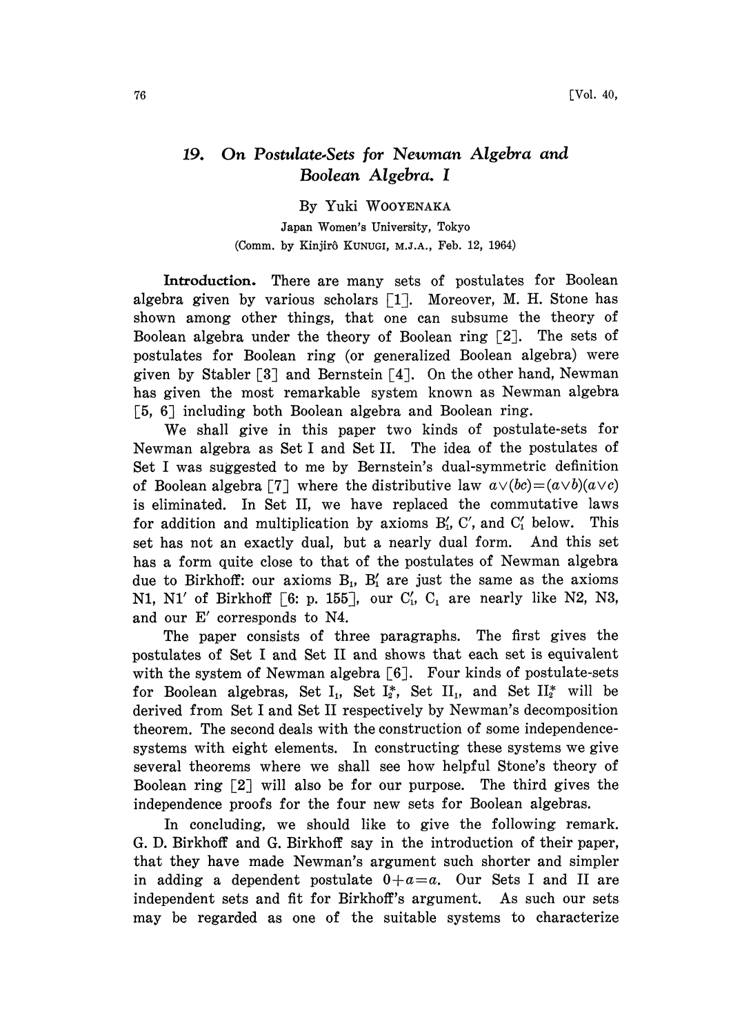# 19. On Postulate-Sets for Newman Algebra and Boolean Algebra. I

By Yuki WOOYENAKA

Japan Women's University, Tokyo

(Comm. by Kinjirô KUNUGI, M.J.A., Feb. 12, 1964)

**Introduction.** There are many sets of postulates for Boolean algebra given by various scholars [1]. Moreover, M. H. Stone has shown among other things, that one can subsume the theory of Boolean algebra under the theory of Boolean ring [2]. The sets of postulates for Boolean ring (or generalized Boolean algebra) were given by Stabler [3] and Bernstein [4]. On the other hand, Newman has given the most remarkable system known as Newman algebra [5, 6] including both Boolean algebra and Boolean ring.

We shall give in this paper two kinds of postulate-sets for Newman algebra as Set I and Set II. The idea of the postulates of Set I was suggested to me by Bernstein's dual-symmetric definition of Boolean algebra [7] where the distributive law $a\vee(bc)=(a\vee b)(a\vee c)$ is eliminated. In Set II, we have replaced the commutative laws for addition and multiplication by axioms $B_1'$, $C'$, and $C_1'$ below. This set has not an exactly dual, but a nearly dual form. And this set has a form quite close to that of the postulates of Newman algebra due to Birkhoff: our axioms $B_1$, $B_1'$ are just the same as the axioms N1, N1′ of Birkhoff [6: p. 155], our $C_1'$, $C_1$ are nearly like N2, N3, and our $E'$ corresponds to N4.

The paper consists of three paragraphs. The first gives the postulates of Set I and Set II and shows that each set is equivalent with the system of Newman algebra [6]. Four kinds of postulate-sets for Boolean algebras, Set $I_1$, Set $I_2^*$, Set $II_1$, and Set $II_2^*$ will be derived from Set I and Set II respectively by Newman's decomposition theorem. The second deals with the construction of some independence-systems with eight elements. In constructing these systems we give several theorems where we shall see how helpful Stone's theory of Boolean ring [2] will also be for our purpose. The third gives the independence proofs for the four new sets for Boolean algebras.

In concluding, we should like to give the following remark. G. D. Birkhoff and G. Birkhoff say in the introduction of their paper, that they have made Newman's argument such shorter and simpler in adding a dependent postulate $0+a=a$. Our Sets I and II are independent sets and fit for Birkhoff's argument. As such our sets may be regarded as one of the suitable systems to characterize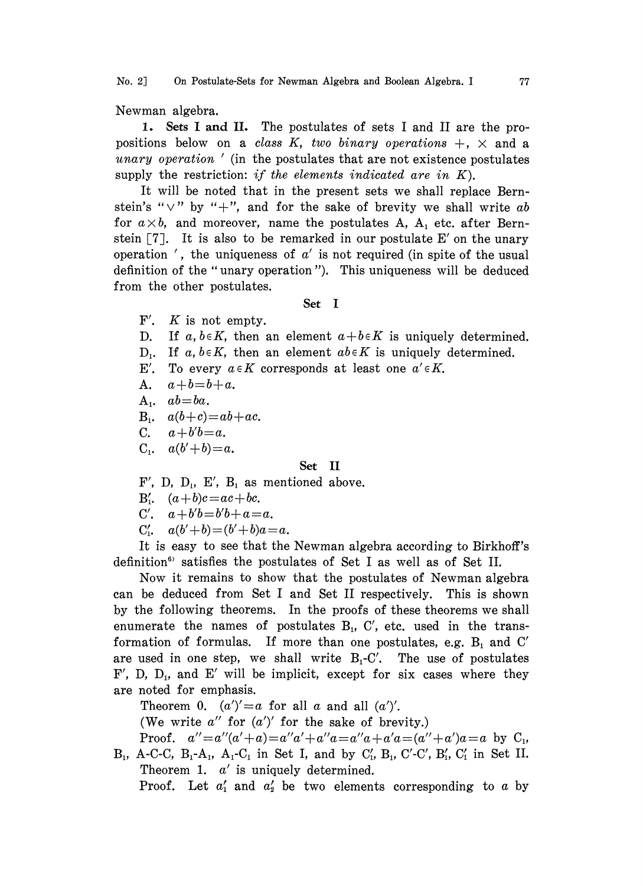Newman algebra.

**1. Sets I and II.** The postulates of sets I and II are the propositions below on a *class K, two binary operations* $+$, $\times$ and a *unary operation* $'$ (in the postulates that are not existence postulates supply the restriction: *if the elements indicated are in K*).

It will be noted that in the present sets we shall replace Bernstein's "$\vee$" by "$+$", and for the sake of brevity we shall write $ab$ for $a \times b$, and moreover, name the postulates A, $A_1$ etc. after Bernstein [7]. It is also to be remarked in our postulate E$'$ on the unary operation $'$, the uniqueness of $a'$ is not required (in spite of the usual definition of the "unary operation"). This uniqueness will be deduced from the other postulates.

### Set I

F$'$. $K$ is not empty.

D. If $a, b \in K$, then an element $a+b \in K$ is uniquely determined.

$D_1$. If $a, b \in K$, then an element $ab \in K$ is uniquely determined.

E$'$. To every $a \in K$ corresponds at least one $a' \in K$.

A. $a+b=b+a$.

$A_1$. $ab=ba$.

$B_1$. $a(b+c)=ab+ac$.

C. $a+b'b=a$.

$C_1$. $a(b'+b)=a$.

### Set II

F$'$, D, $D_1$, E$'$, $B_1$ as mentioned above.

$B_1'$. $(a+b)c=ac+bc$.

C$'$. $a+b'b=b'b+a=a$.

$C_1'$. $a(b'+b)=(b'+b)a=a$.

It is easy to see that the Newman algebra according to Birkhoff's definition[6] satisfies the postulates of Set I as well as of Set II.

Now it remains to show that the postulates of Newman algebra can be deduced from Set I and Set II respectively. This is shown by the following theorems. In the proofs of these theorems we shall enumerate the names of postulates $B_1$, C$'$, etc. used in the transformation of formulas. If more than one postulates, e.g. $B_1$ and C$'$ are used in one step, we shall write $B_1$-C$'$. The use of postulates F$'$, D, $D_1$, and E$'$ will be implicit, except for six cases where they are noted for emphasis.

Theorem 0. $(a')'=a$ for all $a$ and all $(a')'$.

(We write $a''$ for $(a')'$ for the sake of brevity.)

Proof. $a''=a''(a'+a)=a''a'+a''a=a''a+a'a=(a''+a')a=a$ by $C_1$, $B_1$, A-C-C, $B_1$-$A_1$, $A_1$-$C_1$ in Set I, and by $C_1'$, $B_1$, C$'$-C$'$, $B_1'$, $C_1'$ in Set II.

Theorem 1. $a'$ is uniquely determined.

Proof. Let $a_1'$ and $a_2'$ be two elements corresponding to $a$ by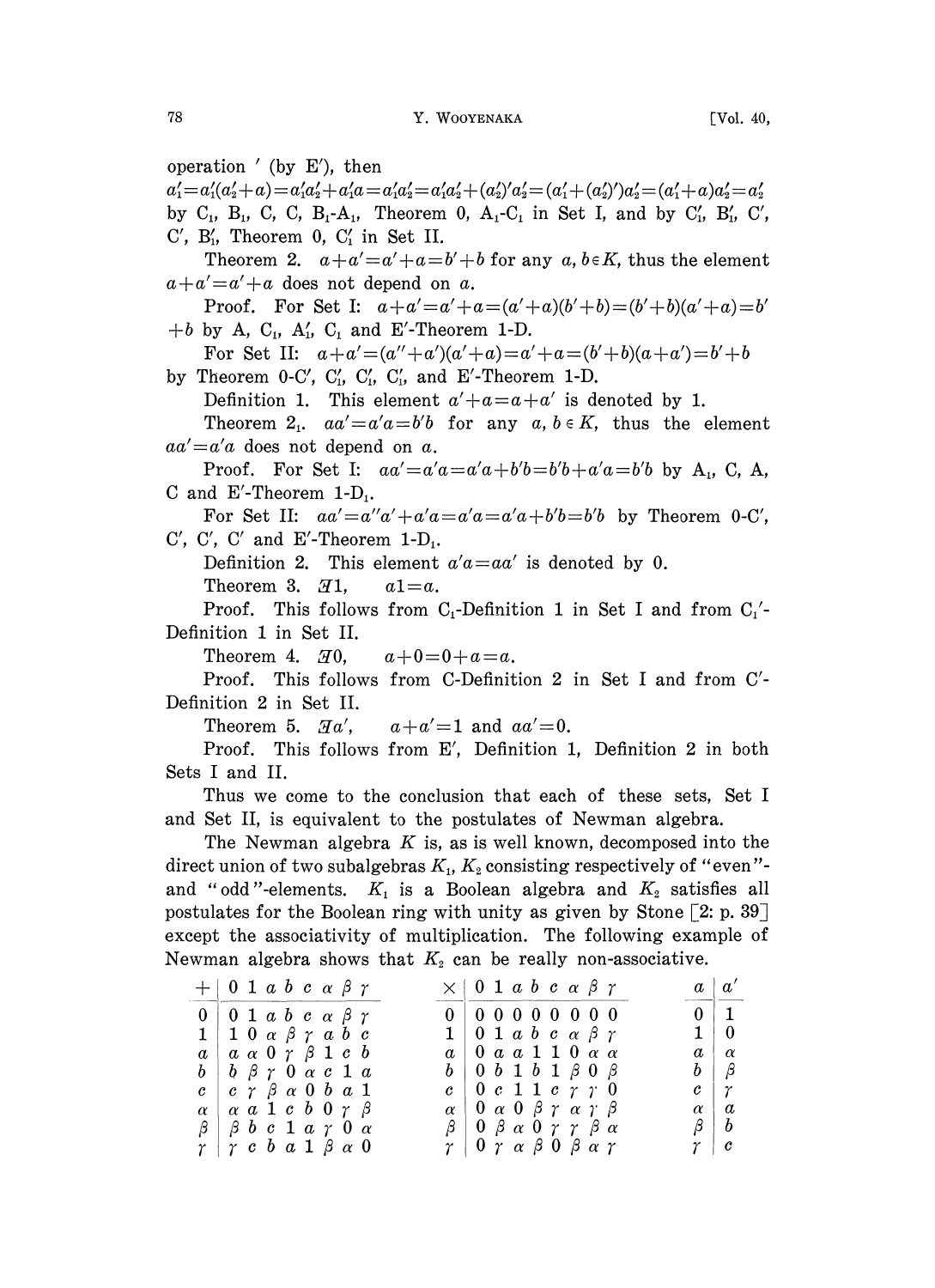operation $'$ (by E$'$), then

$a_1' = a_1'(a_2' + a) = a_1'a_2' + a_1'a = a_1'a_2' = a_1'a_2' + (a_2')'a_2' = (a_1' + (a_2')')a_2' = (a_1' + a)a_2' = a_2'$ by $C_1$, $B_1$, C, C, $B_1$-$A_1$, Theorem 0, $A_1$-$C_1$ in Set I, and by $C_1'$, $B_1'$, C$'$, C$'$, $B_1'$, Theorem 0, $C_1'$ in Set II.

Theorem 2. $a + a' = a' + a = b' + b$ for any $a, b \in K$, thus the element $a + a' = a' + a$ does not depend on $a$.

Proof. For Set I: $a + a' = a' + a = (a' + a)(b' + b) = (b' + b)(a' + a) = b' + b$ by A, $C_1$, $A_1'$, $C_1$ and E$'$-Theorem 1-D.

For Set II: $a + a' = (a'' + a')(a' + a) = a' + a = (b' + b)(a + a') = b' + b$ by Theorem 0-C$'$, $C_1'$, $C_1'$, $C_1'$, and E$'$-Theorem 1-D.

Definition 1. This element $a' + a = a + a'$ is denoted by 1.

Theorem $2_1$. $aa' = a'a = b'b$ for any $a, b \in K$, thus the element $aa' = a'a$ does not depend on $a$.

Proof. For Set I: $aa' = a'a = a'a + b'b = b'b + a'a = b'b$ by $A_1$, C, A, C and E$'$-Theorem 1-$D_1$.

For Set II: $aa' = a''a' + a'a = a'a = a'a + b'b = b'b$ by Theorem 0-C$'$, C$'$, C$'$, C$'$ and E$'$-Theorem 1-$D_1$.

Definition 2. This element $a'a = aa'$ is denoted by 0.

Theorem 3. $\exists 1$, $\quad a1 = a$.

Proof. This follows from $C_1$-Definition 1 in Set I and from $C_1'$-Definition 1 in Set II.

Theorem 4. $\exists 0$, $\quad a + 0 = 0 + a = a$.

Proof. This follows from C-Definition 2 in Set I and from C$'$-Definition 2 in Set II.

Theorem 5. $\exists a'$, $\quad a + a' = 1$ and $aa' = 0$.

Proof. This follows from E$'$, Definition 1, Definition 2 in both Sets I and II.

Thus we come to the conclusion that each of these sets, Set I and Set II, is equivalent to the postulates of Newman algebra.

The Newman algebra $K$ is, as is well known, decomposed into the direct union of two subalgebras $K_1$, $K_2$ consisting respectively of "even"- and "odd"-elements. $K_1$ is a Boolean algebra and $K_2$ satisfies all postulates for the Boolean ring with unity as given by Stone [2: p. 39] except the associativity of multiplication. The following example of Newman algebra shows that $K_2$ can be really non-associative.

| $+$ | 0 | 1 | $a$ | $b$ | $c$ | $\alpha$ | $\beta$ | $\gamma$ |
|---|---|---|---|---|---|---|---|---|
| 0 | 0 | 1 | $a$ | $b$ | $c$ | $\alpha$ | $\beta$ | $\gamma$ |
| 1 | 1 | 0 | $\alpha$ | $\beta$ | $\gamma$ | $a$ | $b$ | $c$ |
| $a$ | $a$ | $\alpha$ | 0 | $\gamma$ | $\beta$ | 1 | $c$ | $b$ |
| $b$ | $b$ | $\beta$ | $\gamma$ | 0 | $\alpha$ | $c$ | 1 | $a$ |
| $c$ | $c$ | $\gamma$ | $\beta$ | $\alpha$ | 0 | $b$ | $a$ | 1 |
| $\alpha$ | $\alpha$ | $a$ | 1 | $c$ | $b$ | 0 | $\gamma$ | $\beta$ |
| $\beta$ | $\beta$ | $b$ | $c$ | 1 | $a$ | $\gamma$ | 0 | $\alpha$ |
| $\gamma$ | $\gamma$ | $c$ | $b$ | $a$ | 1 | $\beta$ | $\alpha$ | 0 |

| $\times$ | 0 | 1 | $a$ | $b$ | $c$ | $\alpha$ | $\beta$ | $\gamma$ |
|---|---|---|---|---|---|---|---|---|
| 0 | 0 | 0 | 0 | 0 | 0 | 0 | 0 | 0 |
| 1 | 0 | 1 | $a$ | $b$ | $c$ | $\alpha$ | $\beta$ | $\gamma$ |
| $a$ | 0 | $a$ | $a$ | 1 | 1 | 0 | $\alpha$ | $\alpha$ |
| $b$ | 0 | $b$ | 1 | $b$ | 1 | $\beta$ | 0 | $\beta$ |
| $c$ | 0 | $c$ | 1 | 1 | $c$ | $\gamma$ | $\gamma$ | 0 |
| $\alpha$ | 0 | $\alpha$ | 0 | $\beta$ | $\gamma$ | $\alpha$ | $\gamma$ | $\beta$ |
| $\beta$ | 0 | $\beta$ | $\alpha$ | 0 | $\gamma$ | $\gamma$ | $\beta$ | $\alpha$ |
| $\gamma$ | 0 | $\gamma$ | $\alpha$ | $\beta$ | 0 | $\beta$ | $\alpha$ | $\gamma$ |

| $a$ | $a'$ |
|---|---|
| 0 | 1 |
| 1 | 0 |
| $a$ | $\alpha$ |
| $b$ | $\beta$ |
| $c$ | $\gamma$ |
| $\alpha$ | $a$ |
| $\beta$ | $b$ |
| $\gamma$ | $c$ |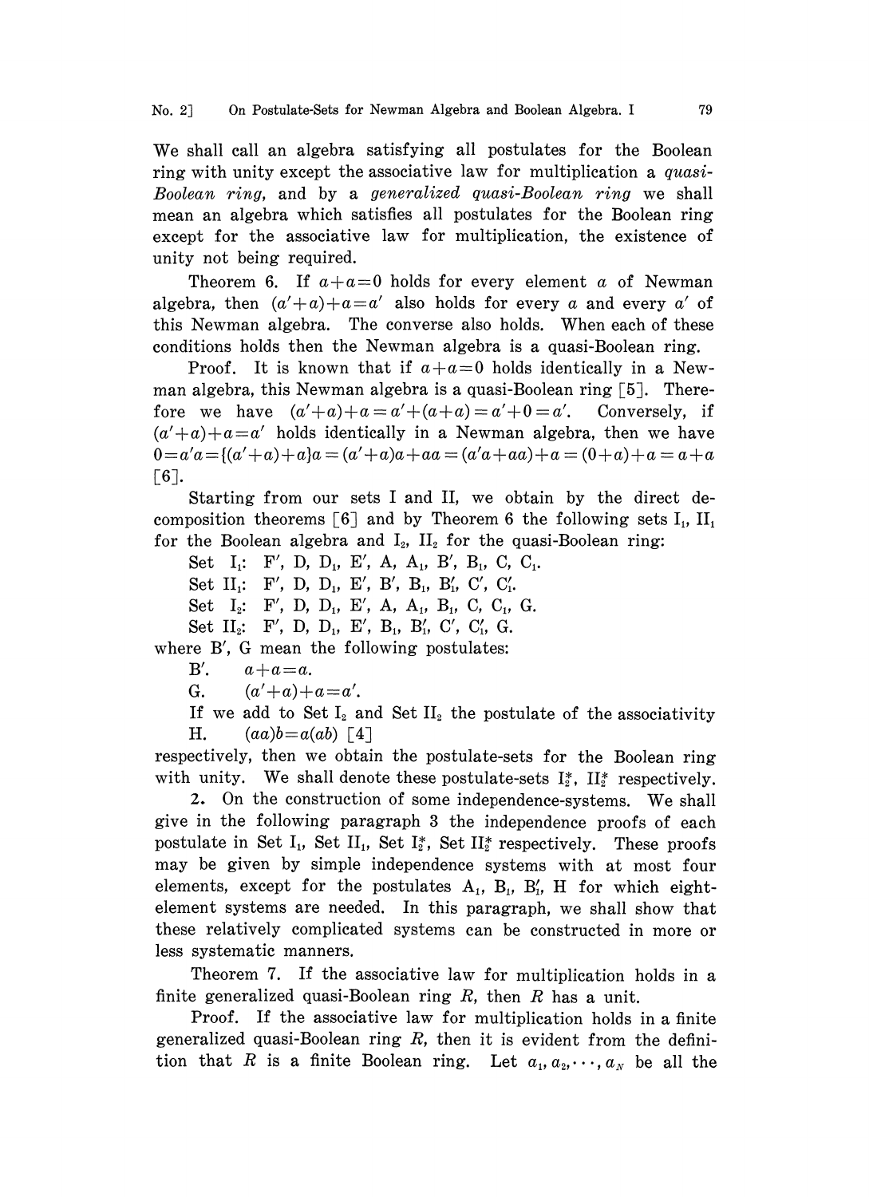We shall call an algebra satisfying all postulates for the Boolean ring with unity except the associative law for multiplication a *quasi-Boolean ring*, and by a *generalized quasi-Boolean ring* we shall mean an algebra which satisfies all postulates for the Boolean ring except for the associative law for multiplication, the existence of unity not being required.

Theorem 6. If $a+a=0$ holds for every element $a$ of Newman algebra, then $(a'+a)+a=a'$ also holds for every $a$ and every $a'$ of this Newman algebra. The converse also holds. When each of these conditions holds then the Newman algebra is a quasi-Boolean ring.

Proof. It is known that if $a+a=0$ holds identically in a Newman algebra, this Newman algebra is a quasi-Boolean ring [5]. Therefore we have $(a'+a)+a=a'+(a+a)=a'+0=a'$. Conversely, if $(a'+a)+a=a'$ holds identically in a Newman algebra, then we have $0=a'a=\{(a'+a)+a\}a=(a'+a)a+aa=(a'a+aa)+a=(0+a)+a=a+a$ [6].

Starting from our sets I and II, we obtain by the direct decomposition theorems [6] and by Theorem 6 the following sets $\text{I}_1$, $\text{II}_1$ for the Boolean algebra and $\text{I}_2$, $\text{II}_2$ for the quasi-Boolean ring:

Set $\text{I}_1$: F′, D, $\text{D}_1$, E′, A, $\text{A}_1$, B′, $\text{B}_1$, C, $\text{C}_1$.

Set $\text{II}_1$: F′, D, $\text{D}_1$, E′, B′, $\text{B}_1$, $\text{B}_1'$, C′, $\text{C}_1'$.

Set $\text{I}_2$: F′, D, $\text{D}_1$, E′, A, $\text{A}_1$, $\text{B}_1$, C, $\text{C}_1$, G.

Set $\text{II}_2$: F′, D, $\text{D}_1$, E′, $\text{B}_1$, $\text{B}_1'$, C′, $\text{C}_1'$, G.

where B′, G mean the following postulates:

B′. $a+a=a$.

G. $(a'+a)+a=a'$.

If we add to Set $\text{I}_2$ and Set $\text{II}_2$ the postulate of the associativity

H. $(aa)b=a(ab)$ [4]

respectively, then we obtain the postulate-sets for the Boolean ring with unity. We shall denote these postulate-sets $\text{I}_2^*$, $\text{II}_2^*$ respectively.

**2.** On the construction of some independence-systems. We shall give in the following paragraph 3 the independence proofs of each postulate in Set $\text{I}_1$, Set $\text{II}_1$, Set $\text{I}_2^*$, Set $\text{II}_2^*$ respectively. These proofs may be given by simple independence systems with at most four elements, except for the postulates $\text{A}_1$, $\text{B}_1$, $\text{B}_1'$, H for which eight-element systems are needed. In this paragraph, we shall show that these relatively complicated systems can be constructed in more or less systematic manners.

Theorem 7. If the associative law for multiplication holds in a finite generalized quasi-Boolean ring $R$, then $R$ has a unit.

Proof. If the associative law for multiplication holds in a finite generalized quasi-Boolean ring $R$, then it is evident from the definition that $R$ is a finite Boolean ring. Let $a_1, a_2, \cdots, a_N$ be all the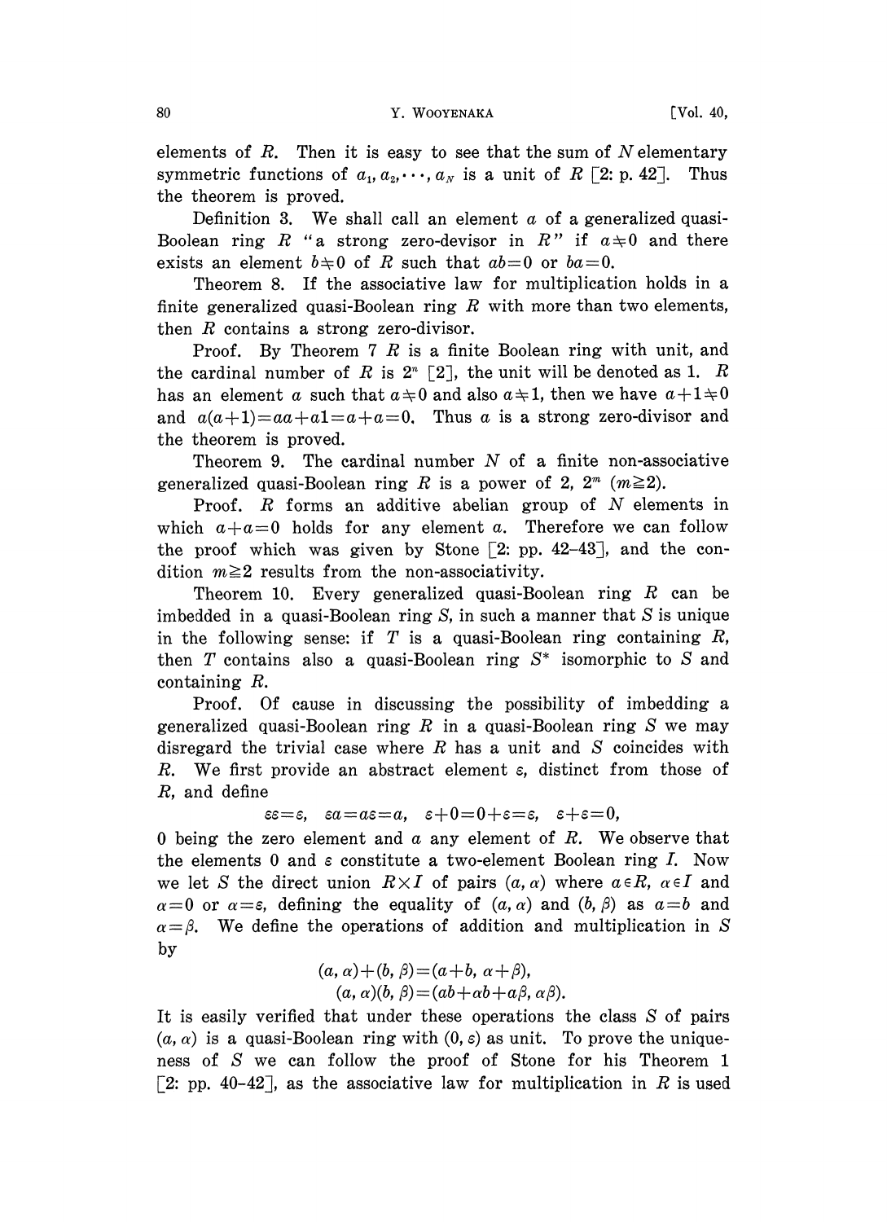elements of $R$. Then it is easy to see that the sum of $N$ elementary symmetric functions of $a_1, a_2, \cdots, a_N$ is a unit of $R$ [2: p. 42]. Thus the theorem is proved.

Definition 3. We shall call an element $a$ of a generalized quasi-Boolean ring $R$ "a strong zero-devisor in $R$" if $a \neq 0$ and there exists an element $b \neq 0$ of $R$ such that $ab=0$ or $ba=0$.

Theorem 8. If the associative law for multiplication holds in a finite generalized quasi-Boolean ring $R$ with more than two elements, then $R$ contains a strong zero-divisor.

Proof. By Theorem 7 $R$ is a finite Boolean ring with unit, and the cardinal number of $R$ is $2^n$ [2], the unit will be denoted as 1. $R$ has an element $a$ such that $a \neq 0$ and also $a \neq 1$, then we have $a+1 \neq 0$ and $a(a+1)=aa+a1=a+a=0$. Thus $a$ is a strong zero-divisor and the theorem is proved.

Theorem 9. The cardinal number $N$ of a finite non-associative generalized quasi-Boolean ring $R$ is a power of 2, $2^m$ $(m \geqq 2)$.

Proof. $R$ forms an additive abelian group of $N$ elements in which $a+a=0$ holds for any element $a$. Therefore we can follow the proof which was given by Stone [2: pp. 42–43], and the condition $m \geqq 2$ results from the non-associativity.

Theorem 10. Every generalized quasi-Boolean ring $R$ can be imbedded in a quasi-Boolean ring $S$, in such a manner that $S$ is unique in the following sense: if $T$ is a quasi-Boolean ring containing $R$, then $T$ contains also a quasi-Boolean ring $S^*$ isomorphic to $S$ and containing $R$.

Proof. Of cause in discussing the possibility of imbedding a generalized quasi-Boolean ring $R$ in a quasi-Boolean ring $S$ we may disregard the trivial case where $R$ has a unit and $S$ coincides with $R$. We first provide an abstract element $\varepsilon$, distinct from those of $R$, and define

$$\varepsilon\varepsilon=\varepsilon, \quad \varepsilon a=a\varepsilon=a, \quad \varepsilon+0=0+\varepsilon=\varepsilon, \quad \varepsilon+\varepsilon=0,$$

0 being the zero element and $a$ any element of $R$. We observe that the elements 0 and $\varepsilon$ constitute a two-element Boolean ring $I$. Now we let $S$ the direct union $R \times I$ of pairs $(a, \alpha)$ where $a \in R$, $\alpha \in I$ and $\alpha=0$ or $\alpha=\varepsilon$, defining the equality of $(a, \alpha)$ and $(b, \beta)$ as $a=b$ and $\alpha=\beta$. We define the operations of addition and multiplication in $S$ by

$$(a, \alpha)+(b, \beta)=(a+b, \alpha+\beta),$$
$$(a, \alpha)(b, \beta)=(ab+\alpha b+a\beta, \alpha\beta).$$

It is easily verified that under these operations the class $S$ of pairs $(a, \alpha)$ is a quasi-Boolean ring with $(0, \varepsilon)$ as unit. To prove the uniqueness of $S$ we can follow the proof of Stone for his Theorem 1 [2: pp. 40–42], as the associative law for multiplication in $R$ is used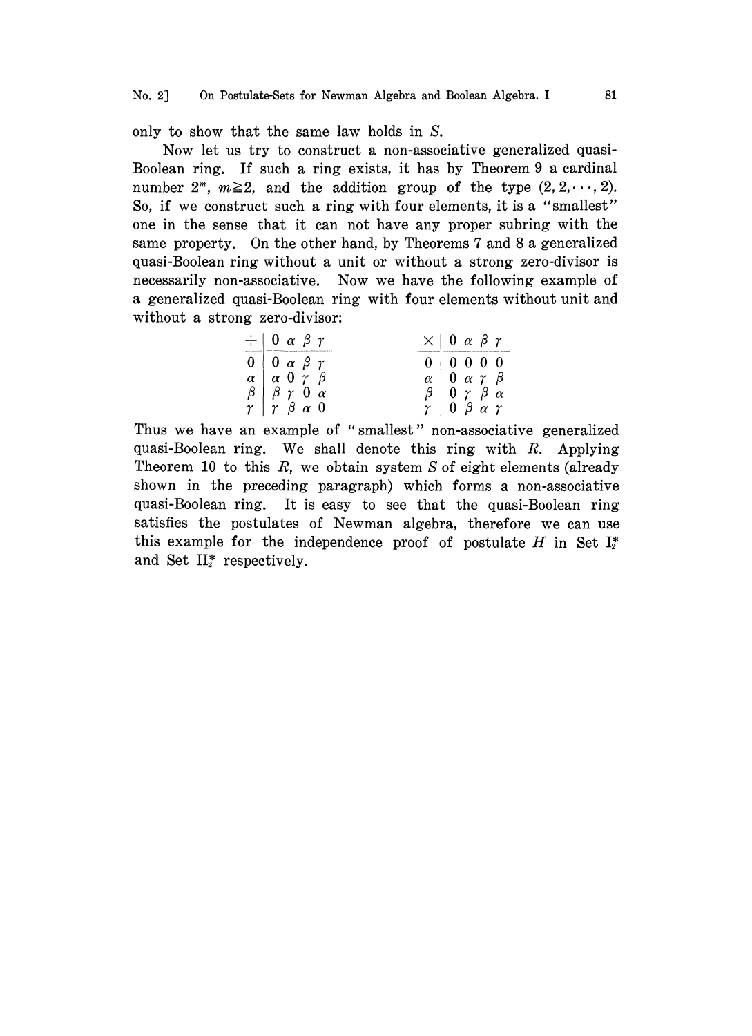only to show that the same law holds in $S$.

Now let us try to construct a non-associative generalized quasi-Boolean ring. If such a ring exists, it has by Theorem 9 a cardinal number $2^m$, $m \geqq 2$, and the addition group of the type $(2, 2, \cdots, 2)$. So, if we construct such a ring with four elements, it is a "smallest" one in the sense that it can not have any proper subring with the same property. On the other hand, by Theorems 7 and 8 a generalized quasi-Boolean ring without a unit or without a strong zero-divisor is necessarily non-associative. Now we have the following example of a generalized quasi-Boolean ring with four elements without unit and without a strong zero-divisor:

| $+$ | $0$ | $\alpha$ | $\beta$ | $\gamma$ |
|---|---|---|---|---|
| $0$ | $0$ | $\alpha$ | $\beta$ | $\gamma$ |
| $\alpha$ | $\alpha$ | $0$ | $\gamma$ | $\beta$ |
| $\beta$ | $\beta$ | $\gamma$ | $0$ | $\alpha$ |
| $\gamma$ | $\gamma$ | $\beta$ | $\alpha$ | $0$ |

| $\times$ | $0$ | $\alpha$ | $\beta$ | $\gamma$ |
|---|---|---|---|---|
| $0$ | $0$ | $0$ | $0$ | $0$ |
| $\alpha$ | $0$ | $\alpha$ | $\gamma$ | $\beta$ |
| $\beta$ | $0$ | $\gamma$ | $\beta$ | $\alpha$ |
| $\gamma$ | $0$ | $\beta$ | $\alpha$ | $\gamma$ |

Thus we have an example of "smallest" non-associative generalized quasi-Boolean ring. We shall denote this ring with $R$. Applying Theorem 10 to this $R$, we obtain system $S$ of eight elements (already shown in the preceding paragraph) which forms a non-associative quasi-Boolean ring. It is easy to see that the quasi-Boolean ring satisfies the postulates of Newman algebra, therefore we can use this example for the independence proof of postulate $H$ in Set $\mathrm{I}_2^*$ and Set $\mathrm{II}_2^*$ respectively.